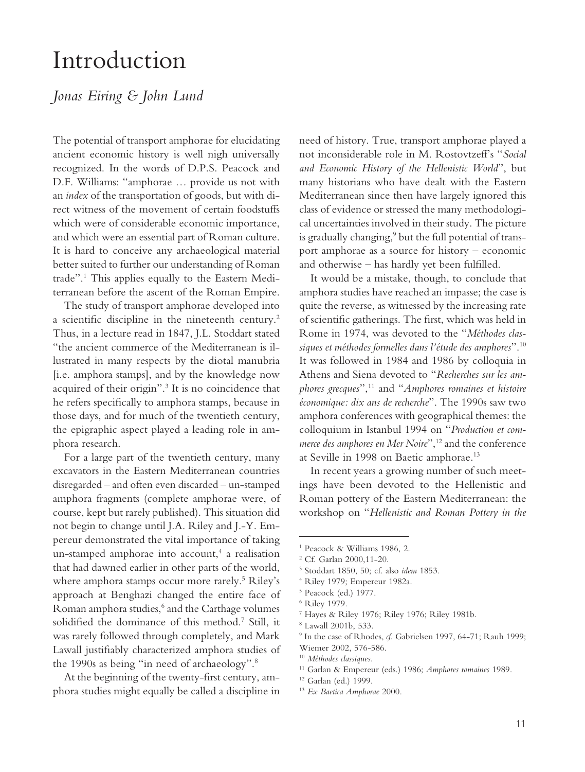# Introduction

*Jonas Eiring & John Lund*

The potential of transport amphorae for elucidating ancient economic history is well nigh universally recognized. In the words of D.P.S. Peacock and D.F. Williams: "amphorae … provide us not with an *index* of the transportation of goods, but with direct witness of the movement of certain foodstuffs which were of considerable economic importance, and which were an essential part of Roman culture. It is hard to conceive any archaeological material better suited to further our understanding of Roman trade".[1] This applies equally to the Eastern Mediterranean before the ascent of the Roman Empire.

The study of transport amphorae developed into a scientific discipline in the nineteenth century.[2] Thus, in a lecture read in 1847, J.L. Stoddart stated "the ancient commerce of the Mediterranean is illustrated in many respects by the diotal manubria [i.e. amphora stamps], and by the knowledge now acquired of their origin".[3] It is no coincidence that he refers specifically to amphora stamps, because in those days, and for much of the twentieth century, the epigraphic aspect played a leading role in amphora research.

For a large part of the twentieth century, many excavators in the Eastern Mediterranean countries disregarded – and often even discarded – un-stamped amphora fragments (complete amphorae were, of course, kept but rarely published). This situation did not begin to change until J.A. Riley and J.-Y. Empereur demonstrated the vital importance of taking un-stamped amphorae into account,[4] a realisation that had dawned earlier in other parts of the world, where amphora stamps occur more rarely.[5] Riley's approach at Benghazi changed the entire face of Roman amphora studies,[6] and the Carthage volumes solidified the dominance of this method.[7] Still, it was rarely followed through completely, and Mark Lawall justifiably characterized amphora studies of the 1990s as being "in need of archaeology".[8]

At the beginning of the twenty-first century, amphora studies might equally be called a discipline in need of history. True, transport amphorae played a not inconsiderable role in M. Rostovtzeff's "*Social and Economic History of the Hellenistic World*", but many historians who have dealt with the Eastern Mediterranean since then have largely ignored this class of evidence or stressed the many methodological uncertainties involved in their study. The picture is gradually changing,[9] but the full potential of transport amphorae as a source for history – economic and otherwise – has hardly yet been fulfilled.

It would be a mistake, though, to conclude that amphora studies have reached an impasse; the case is quite the reverse, as witnessed by the increasing rate of scientific gatherings. The first, which was held in Rome in 1974, was devoted to the "*Méthodes classiques et méthodes formelles dans l'étude des amphores*".[10] It was followed in 1984 and 1986 by colloquia in Athens and Siena devoted to "*Recherches sur les amphores grecques*",[11] and "*Amphores romaines et histoire économique: dix ans de recherche*". The 1990s saw two amphora conferences with geographical themes: the colloquium in Istanbul 1994 on "*Production et commerce des amphores en Mer Noire*",[12] and the conference at Seville in 1998 on Baetic amphorae.[13]

In recent years a growing number of such meetings have been devoted to the Hellenistic and Roman pottery of the Eastern Mediterranean: the workshop on "*Hellenistic and Roman Pottery in the*

---

[1] Peacock & Williams 1986, 2.
[2] Cf. Garlan 2000,11-20.
[3] Stoddart 1850, 50; cf. also *idem* 1853.
[4] Riley 1979; Empereur 1982a.
[5] Peacock (ed.) 1977.
[6] Riley 1979.
[7] Hayes & Riley 1976; Riley 1976; Riley 1981b.
[8] Lawall 2001b, 533.
[9] In the case of Rhodes, *cf.* Gabrielsen 1997, 64-71; Rauh 1999; Wiemer 2002, 576-586.
[10] *Méthodes classiques*.
[11] Garlan & Empereur (eds.) 1986; *Amphores romaines* 1989.
[12] Garlan (ed.) 1999.
[13] *Ex Baetica Amphorae* 2000.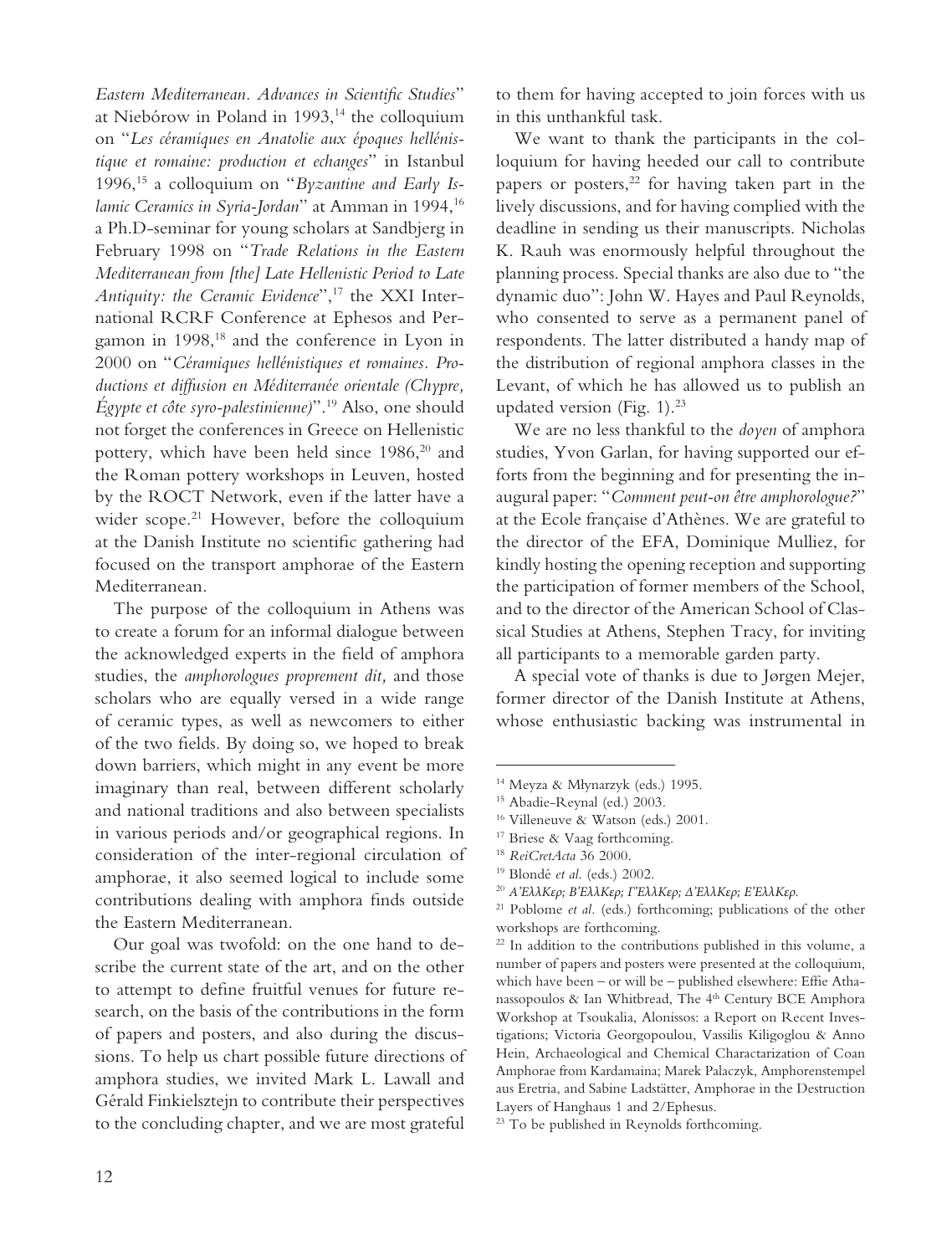*Eastern Mediterranean. Advances in Scientific Studies*" at Nieborów in Poland in 1993,[14] the colloquium on "*Les céramiques en Anatolie aux époques hellénistique et romaine: production et echanges*" in Istanbul 1996,[15] a colloquium on "*Byzantine and Early Islamic Ceramics in Syria-Jordan*" at Amman in 1994,[16] a Ph.D-seminar for young scholars at Sandbjerg in February 1998 on "*Trade Relations in the Eastern Mediterranean from [the] Late Hellenistic Period to Late Antiquity: the Ceramic Evidence*",[17] the XXI International RCRF Conference at Ephesos and Pergamon in 1998,[18] and the conference in Lyon in 2000 on "*Céramiques hellénistiques et romaines. Productions et diffusion en Méditerranée orientale (Chypre, Égypte et côte syro-palestinienne)*".[19] Also, one should not forget the conferences in Greece on Hellenistic pottery, which have been held since 1986,[20] and the Roman pottery workshops in Leuven, hosted by the ROCT Network, even if the latter have a wider scope.[21] However, before the colloquium at the Danish Institute no scientific gathering had focused on the transport amphorae of the Eastern Mediterranean.

The purpose of the colloquium in Athens was to create a forum for an informal dialogue between the acknowledged experts in the field of amphora studies, the *amphorologues proprement dit,* and those scholars who are equally versed in a wide range of ceramic types, as well as newcomers to either of the two fields. By doing so, we hoped to break down barriers, which might in any event be more imaginary than real, between different scholarly and national traditions and also between specialists in various periods and/or geographical regions. In consideration of the inter-regional circulation of amphorae, it also seemed logical to include some contributions dealing with amphora finds outside the Eastern Mediterranean.

Our goal was twofold: on the one hand to describe the current state of the art, and on the other to attempt to define fruitful venues for future research, on the basis of the contributions in the form of papers and posters, and also during the discussions. To help us chart possible future directions of amphora studies, we invited Mark L. Lawall and Gérald Finkielsztejn to contribute their perspectives to the concluding chapter, and we are most grateful to them for having accepted to join forces with us in this unthankful task.

We want to thank the participants in the colloquium for having heeded our call to contribute papers or posters,[22] for having taken part in the lively discussions, and for having complied with the deadline in sending us their manuscripts. Nicholas K. Rauh was enormously helpful throughout the planning process. Special thanks are also due to "the dynamic duo": John W. Hayes and Paul Reynolds, who consented to serve as a permanent panel of respondents. The latter distributed a handy map of the distribution of regional amphora classes in the Levant, of which he has allowed us to publish an updated version (Fig. 1).[23]

We are no less thankful to the *doyen* of amphora studies, Yvon Garlan, for having supported our efforts from the beginning and for presenting the inaugural paper: "*Comment peut-on être amphorologue?*" at the Ecole française d'Athènes. We are grateful to the director of the EFA, Dominique Mulliez, for kindly hosting the opening reception and supporting the participation of former members of the School, and to the director of the American School of Classical Studies at Athens, Stephen Tracy, for inviting all participants to a memorable garden party.

A special vote of thanks is due to Jørgen Mejer, former director of the Danish Institute at Athens, whose enthusiastic backing was instrumental in

---

[14] Meyza & Młynarzyk (eds.) 1995.

[15] Abadie-Reynal (ed.) 2003.

[16] Villeneuve & Watson (eds.) 2001.

[17] Briese & Vaag forthcoming.

[18] *ReiCretActa* 36 2000.

[19] Blondé *et al.* (eds.) 2002.

[20] *Α'ΕλλΚερ; Β'ΕλλΚερ; Γ'ΕλλΚερ; Δ'ΕλλΚερ; Ε'ΕλλΚερ.*

[21] Poblome *et al.* (eds.) forthcoming; publications of the other workshops are forthcoming.

[22] In addition to the contributions published in this volume, a number of papers and posters were presented at the colloquium, which have been – or will be – published elsewhere: Effie Athanassopoulos & Ian Whitbread, The 4th Century BCE Amphora Workshop at Tsoukalia, Alonissos: a Report on Recent Investigations; Victoria Georgopoulou, Vassilis Kiligoglou & Anno Hein, Archaeological and Chemical Charactarization of Coan Amphorae from Kardamaina; Marek Palaczyk, Amphorenstempel aus Eretria, and Sabine Ladstätter, Amphorae in the Destruction Layers of Hanghaus 1 and 2/Ephesus.

[23] To be published in Reynolds forthcoming.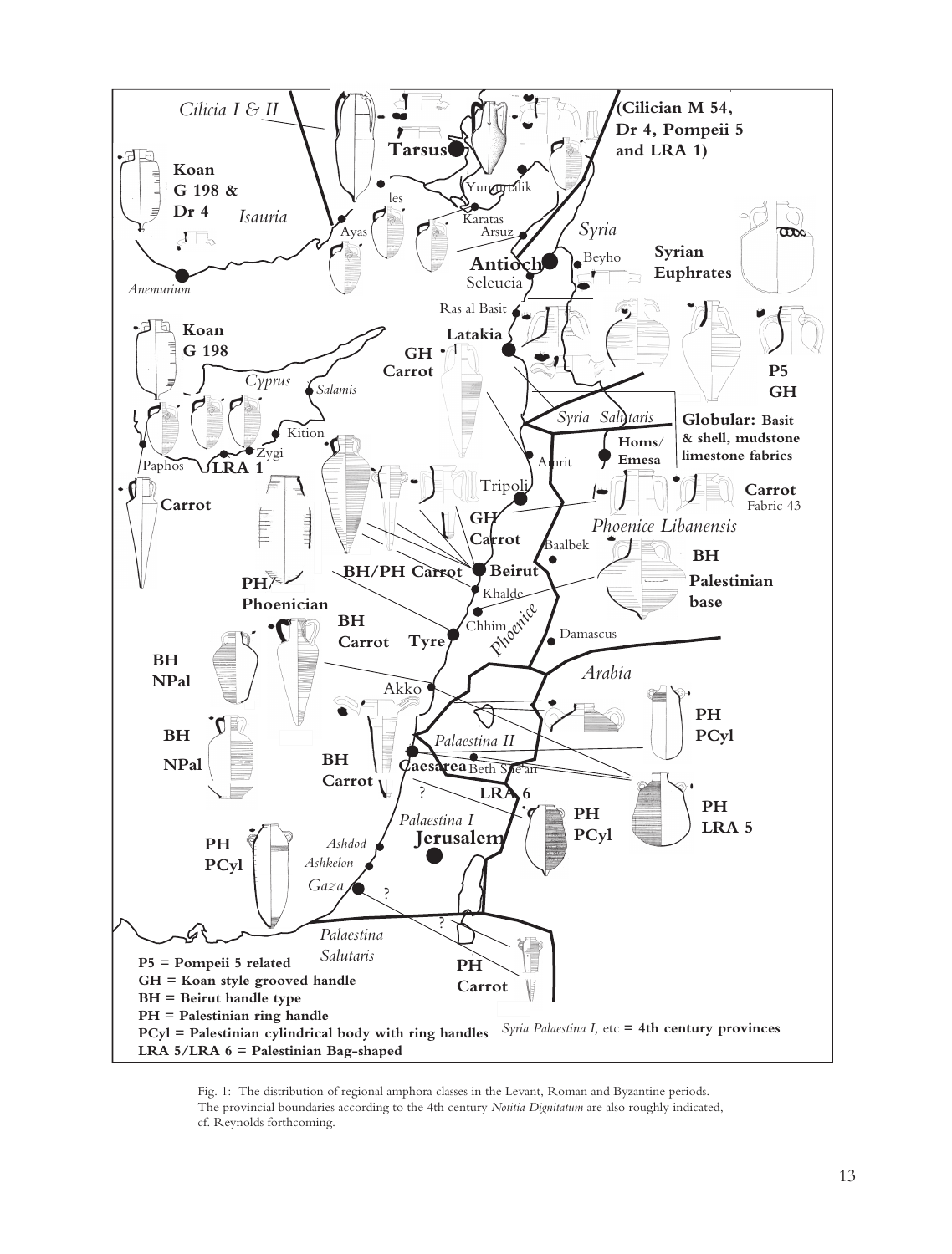Fig. 1: The distribution of regional amphora classes in the Levant, Roman and Byzantine periods. The provincial boundaries according to the 4th century *Notitia Dignitatum* are also roughly indicated, cf. Reynolds forthcoming.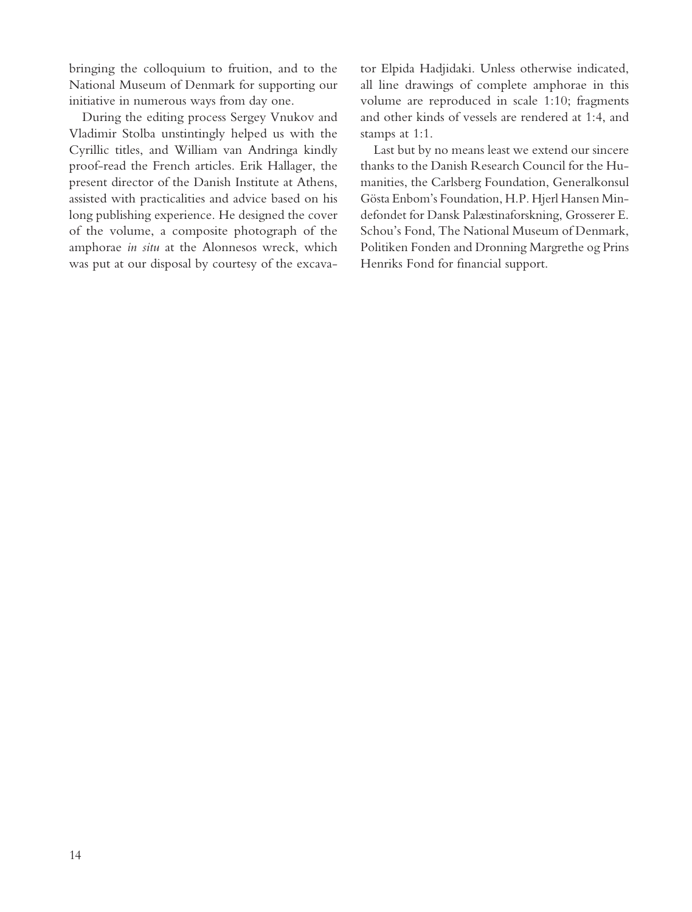bringing the colloquium to fruition, and to the National Museum of Denmark for supporting our initiative in numerous ways from day one.

During the editing process Sergey Vnukov and Vladimir Stolba unstintingly helped us with the Cyrillic titles, and William van Andringa kindly proof-read the French articles. Erik Hallager, the present director of the Danish Institute at Athens, assisted with practicalities and advice based on his long publishing experience. He designed the cover of the volume, a composite photograph of the amphorae *in situ* at the Alonnesos wreck, which was put at our disposal by courtesy of the excavator Elpida Hadjidaki. Unless otherwise indicated, all line drawings of complete amphorae in this volume are reproduced in scale 1:10; fragments and other kinds of vessels are rendered at 1:4, and stamps at 1:1.

Last but by no means least we extend our sincere thanks to the Danish Research Council for the Humanities, the Carlsberg Foundation, Generalkonsul Gösta Enbom's Foundation, H.P. Hjerl Hansen Mindefondet for Dansk Palæstinaforskning, Grosserer E. Schou's Fond, The National Museum of Denmark, Politiken Fonden and Dronning Margrethe og Prins Henriks Fond for financial support.